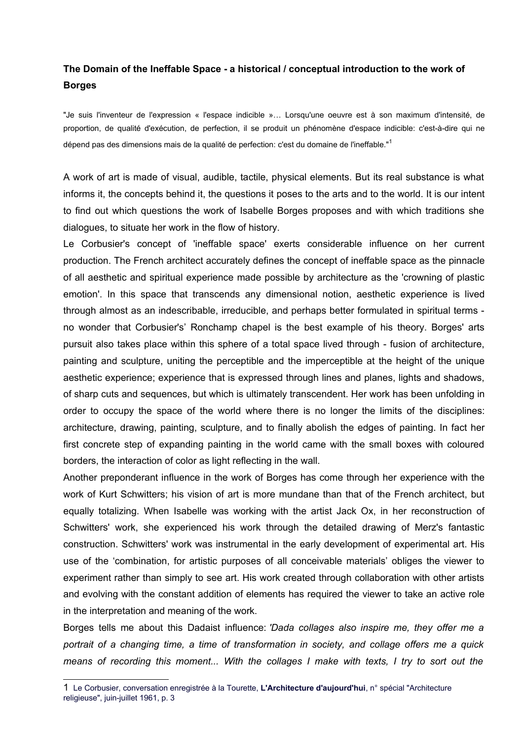**The Domain of the Ineffable Space - a historical / conceptual introduction to the work of Borges**

"Je suis l'inventeur de l'expression « l'espace indicible »… Lorsqu'une oeuvre est à son maximum d'intensité, de proportion, de qualité d'exécution, de perfection, il se produit un phénomène d'espace indicible: c'est-à-dire qui ne dépend pas des dimensions mais de la qualité de perfection: c'est du domaine de l'ineffable."[1]

A work of art is made of visual, audible, tactile, physical elements. But its real substance is what informs it, the concepts behind it, the questions it poses to the arts and to the world. It is our intent to find out which questions the work of Isabelle Borges proposes and with which traditions she dialogues, to situate her work in the flow of history.

Le Corbusier's concept of 'ineffable space' exerts considerable influence on her current production. The French architect accurately defines the concept of ineffable space as the pinnacle of all aesthetic and spiritual experience made possible by architecture as the 'crowning of plastic emotion'. In this space that transcends any dimensional notion, aesthetic experience is lived through almost as an indescribable, irreducible, and perhaps better formulated in spiritual terms - no wonder that Corbusier's' Ronchamp chapel is the best example of his theory. Borges' arts pursuit also takes place within this sphere of a total space lived through - fusion of architecture, painting and sculpture, uniting the perceptible and the imperceptible at the height of the unique aesthetic experience; experience that is expressed through lines and planes, lights and shadows, of sharp cuts and sequences, but which is ultimately transcendent. Her work has been unfolding in order to occupy the space of the world where there is no longer the limits of the disciplines: architecture, drawing, painting, sculpture, and to finally abolish the edges of painting. In fact her first concrete step of expanding painting in the world came with the small boxes with coloured borders, the interaction of color as light reflecting in the wall.

Another preponderant influence in the work of Borges has come through her experience with the work of Kurt Schwitters; his vision of art is more mundane than that of the French architect, but equally totalizing. When Isabelle was working with the artist Jack Ox, in her reconstruction of Schwitters' work, she experienced his work through the detailed drawing of Merz's fantastic construction. Schwitters' work was instrumental in the early development of experimental art. His use of the 'combination, for artistic purposes of all conceivable materials' obliges the viewer to experiment rather than simply to see art. His work created through collaboration with other artists and evolving with the constant addition of elements has required the viewer to take an active role in the interpretation and meaning of the work.

Borges tells me about this Dadaist influence: *'Dada collages also inspire me, they offer me a portrait of a changing time, a time of transformation in society, and collage offers me a quick means of recording this moment... With the collages I make with texts, I try to sort out the*

---

1 Le Corbusier, conversation enregistrée à la Tourette, **L'Architecture d'aujourd'hui**, n° spécial "Architecture religieuse", juin-juillet 1961, p. 3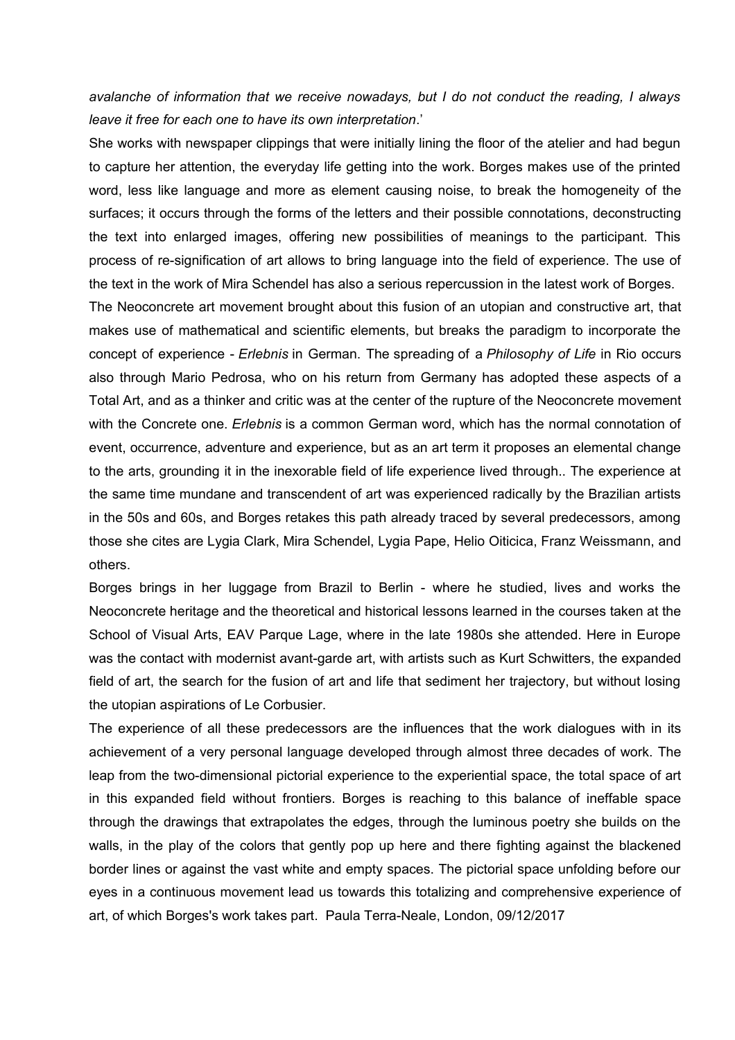*avalanche of information that we receive nowadays, but I do not conduct the reading, I always leave it free for each one to have its own interpretation*.'

She works with newspaper clippings that were initially lining the floor of the atelier and had begun to capture her attention, the everyday life getting into the work. Borges makes use of the printed word, less like language and more as element causing noise, to break the homogeneity of the surfaces; it occurs through the forms of the letters and their possible connotations, deconstructing the text into enlarged images, offering new possibilities of meanings to the participant. This process of re-signification of art allows to bring language into the field of experience. The use of the text in the work of Mira Schendel has also a serious repercussion in the latest work of Borges.

The Neoconcrete art movement brought about this fusion of an utopian and constructive art, that makes use of mathematical and scientific elements, but breaks the paradigm to incorporate the concept of experience - *Erlebnis* in German. The spreading of a *Philosophy of Life* in Rio occurs also through Mario Pedrosa, who on his return from Germany has adopted these aspects of a Total Art, and as a thinker and critic was at the center of the rupture of the Neoconcrete movement with the Concrete one. *Erlebnis* is a common German word, which has the normal connotation of event, occurrence, adventure and experience, but as an art term it proposes an elemental change to the arts, grounding it in the inexorable field of life experience lived through.. The experience at the same time mundane and transcendent of art was experienced radically by the Brazilian artists in the 50s and 60s, and Borges retakes this path already traced by several predecessors, among those she cites are Lygia Clark, Mira Schendel, Lygia Pape, Helio Oiticica, Franz Weissmann, and others.

Borges brings in her luggage from Brazil to Berlin - where he studied, lives and works the Neoconcrete heritage and the theoretical and historical lessons learned in the courses taken at the School of Visual Arts, EAV Parque Lage, where in the late 1980s she attended. Here in Europe was the contact with modernist avant-garde art, with artists such as Kurt Schwitters, the expanded field of art, the search for the fusion of art and life that sediment her trajectory, but without losing the utopian aspirations of Le Corbusier.

The experience of all these predecessors are the influences that the work dialogues with in its achievement of a very personal language developed through almost three decades of work. The leap from the two-dimensional pictorial experience to the experiential space, the total space of art in this expanded field without frontiers. Borges is reaching to this balance of ineffable space through the drawings that extrapolates the edges, through the luminous poetry she builds on the walls, in the play of the colors that gently pop up here and there fighting against the blackened border lines or against the vast white and empty spaces. The pictorial space unfolding before our eyes in a continuous movement lead us towards this totalizing and comprehensive experience of art, of which Borges's work takes part. Paula Terra-Neale, London, 09/12/2017